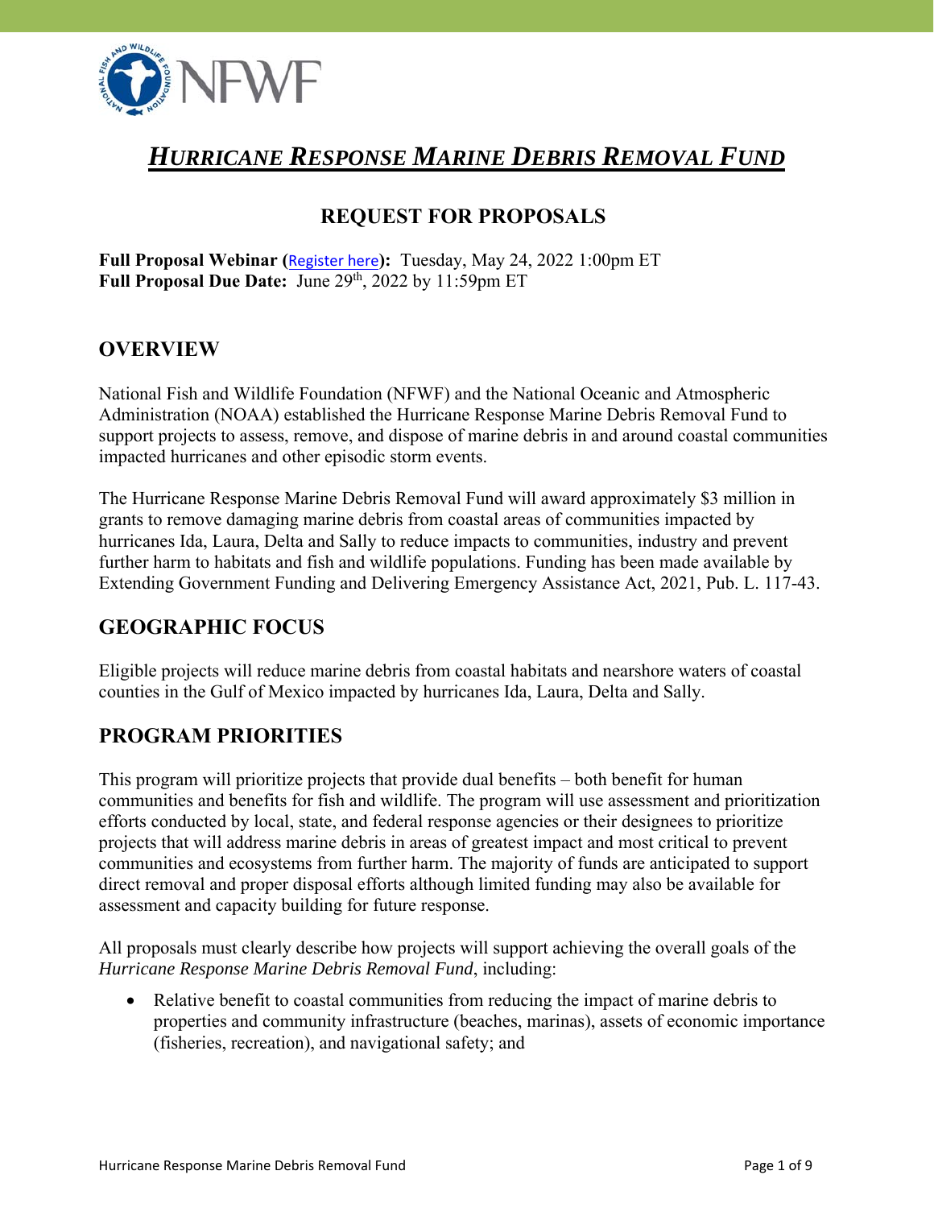# *HURRICANE RESPONSE MARINE DEBRIS REMOVAL FUND*

## REQUEST FOR PROPOSALS

**Full Proposal Webinar (Register here):** Tuesday, May 24, 2022 1:00pm ET
**Full Proposal Due Date:** June 29th, 2022 by 11:59pm ET

## OVERVIEW

National Fish and Wildlife Foundation (NFWF) and the National Oceanic and Atmospheric Administration (NOAA) established the Hurricane Response Marine Debris Removal Fund to support projects to assess, remove, and dispose of marine debris in and around coastal communities impacted hurricanes and other episodic storm events.

The Hurricane Response Marine Debris Removal Fund will award approximately $3 million in grants to remove damaging marine debris from coastal areas of communities impacted by hurricanes Ida, Laura, Delta and Sally to reduce impacts to communities, industry and prevent further harm to habitats and fish and wildlife populations. Funding has been made available by Extending Government Funding and Delivering Emergency Assistance Act, 2021, Pub. L. 117-43.

## GEOGRAPHIC FOCUS

Eligible projects will reduce marine debris from coastal habitats and nearshore waters of coastal counties in the Gulf of Mexico impacted by hurricanes Ida, Laura, Delta and Sally.

## PROGRAM PRIORITIES

This program will prioritize projects that provide dual benefits – both benefit for human communities and benefits for fish and wildlife. The program will use assessment and prioritization efforts conducted by local, state, and federal response agencies or their designees to prioritize projects that will address marine debris in areas of greatest impact and most critical to prevent communities and ecosystems from further harm. The majority of funds are anticipated to support direct removal and proper disposal efforts although limited funding may also be available for assessment and capacity building for future response.

All proposals must clearly describe how projects will support achieving the overall goals of the *Hurricane Response Marine Debris Removal Fund*, including:

- Relative benefit to coastal communities from reducing the impact of marine debris to properties and community infrastructure (beaches, marinas), assets of economic importance (fisheries, recreation), and navigational safety; and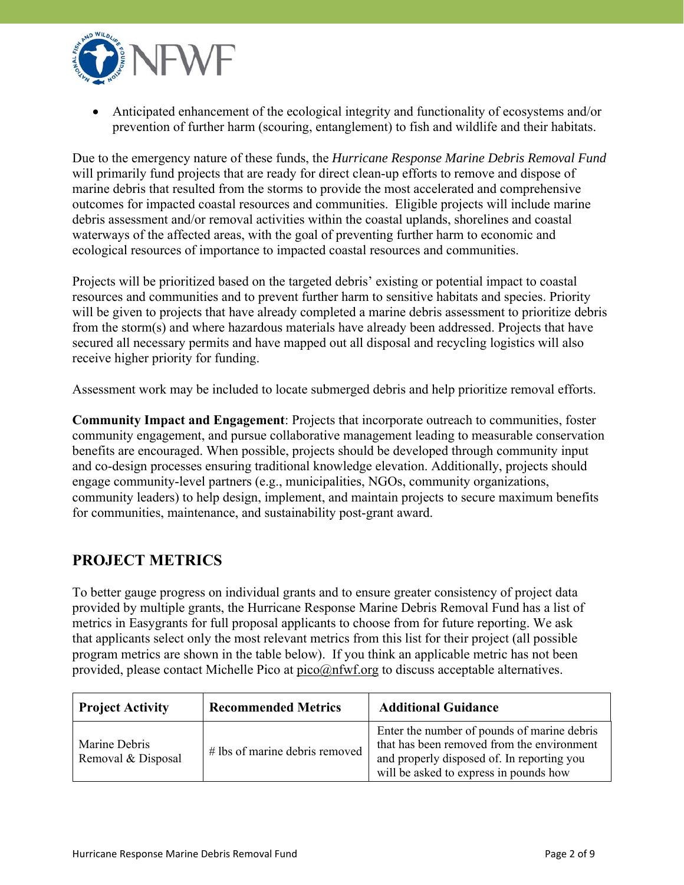- Anticipated enhancement of the ecological integrity and functionality of ecosystems and/or prevention of further harm (scouring, entanglement) to fish and wildlife and their habitats.

Due to the emergency nature of these funds, the *Hurricane Response Marine Debris Removal Fund* will primarily fund projects that are ready for direct clean-up efforts to remove and dispose of marine debris that resulted from the storms to provide the most accelerated and comprehensive outcomes for impacted coastal resources and communities. Eligible projects will include marine debris assessment and/or removal activities within the coastal uplands, shorelines and coastal waterways of the affected areas, with the goal of preventing further harm to economic and ecological resources of importance to impacted coastal resources and communities.

Projects will be prioritized based on the targeted debris' existing or potential impact to coastal resources and communities and to prevent further harm to sensitive habitats and species. Priority will be given to projects that have already completed a marine debris assessment to prioritize debris from the storm(s) and where hazardous materials have already been addressed. Projects that have secured all necessary permits and have mapped out all disposal and recycling logistics will also receive higher priority for funding.

Assessment work may be included to locate submerged debris and help prioritize removal efforts.

**Community Impact and Engagement**: Projects that incorporate outreach to communities, foster community engagement, and pursue collaborative management leading to measurable conservation benefits are encouraged. When possible, projects should be developed through community input and co-design processes ensuring traditional knowledge elevation. Additionally, projects should engage community-level partners (e.g., municipalities, NGOs, community organizations, community leaders) to help design, implement, and maintain projects to secure maximum benefits for communities, maintenance, and sustainability post-grant award.

## PROJECT METRICS

To better gauge progress on individual grants and to ensure greater consistency of project data provided by multiple grants, the Hurricane Response Marine Debris Removal Fund has a list of metrics in Easygrants for full proposal applicants to choose from for future reporting. We ask that applicants select only the most relevant metrics from this list for their project (all possible program metrics are shown in the table below). If you think an applicable metric has not been provided, please contact Michelle Pico at pico@nfwf.org to discuss acceptable alternatives.

| Project Activity | Recommended Metrics | Additional Guidance |
|---|---|---|
| Marine Debris Removal & Disposal | # lbs of marine debris removed | Enter the number of pounds of marine debris that has been removed from the environment and properly disposed of. In reporting you will be asked to express in pounds how |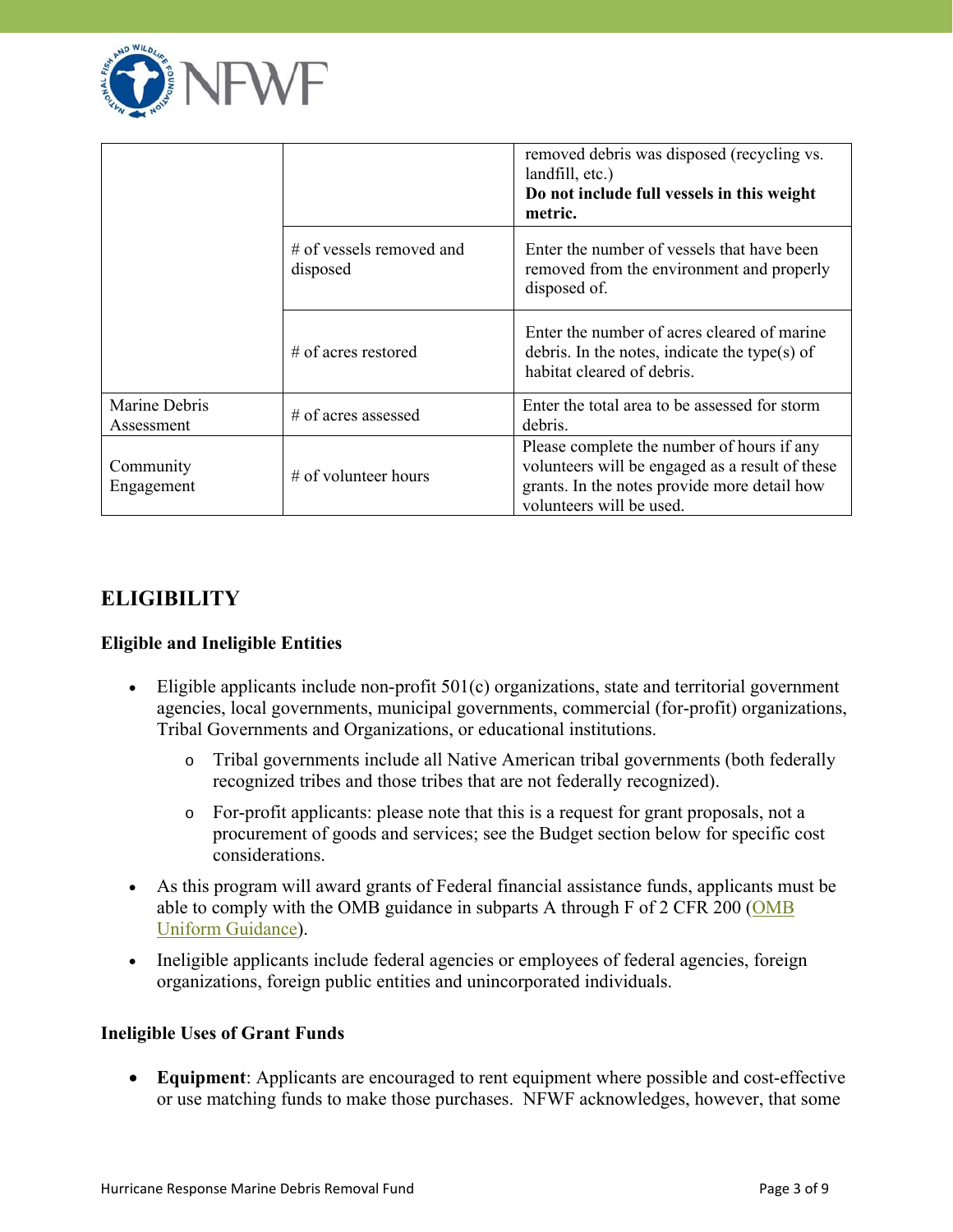| | | |
|---|---|---|
| | | removed debris was disposed (recycling vs. landfill, etc.) **Do not include full vessels in this weight metric.** |
| | # of vessels removed and disposed | Enter the number of vessels that have been removed from the environment and properly disposed of. |
| | # of acres restored | Enter the number of acres cleared of marine debris. In the notes, indicate the type(s) of habitat cleared of debris. |
| Marine Debris Assessment | # of acres assessed | Enter the total area to be assessed for storm debris. |
| Community Engagement | # of volunteer hours | Please complete the number of hours if any volunteers will be engaged as a result of these grants. In the notes provide more detail how volunteers will be used. |

## ELIGIBILITY

### Eligible and Ineligible Entities

- Eligible applicants include non-profit 501(c) organizations, state and territorial government agencies, local governments, municipal governments, commercial (for-profit) organizations, Tribal Governments and Organizations, or educational institutions.
  - Tribal governments include all Native American tribal governments (both federally recognized tribes and those tribes that are not federally recognized).
  - For-profit applicants: please note that this is a request for grant proposals, not a procurement of goods and services; see the Budget section below for specific cost considerations.
- As this program will award grants of Federal financial assistance funds, applicants must be able to comply with the OMB guidance in subparts A through F of 2 CFR 200 (OMB Uniform Guidance).
- Ineligible applicants include federal agencies or employees of federal agencies, foreign organizations, foreign public entities and unincorporated individuals.

### Ineligible Uses of Grant Funds

- **Equipment**: Applicants are encouraged to rent equipment where possible and cost-effective or use matching funds to make those purchases. NFWF acknowledges, however, that some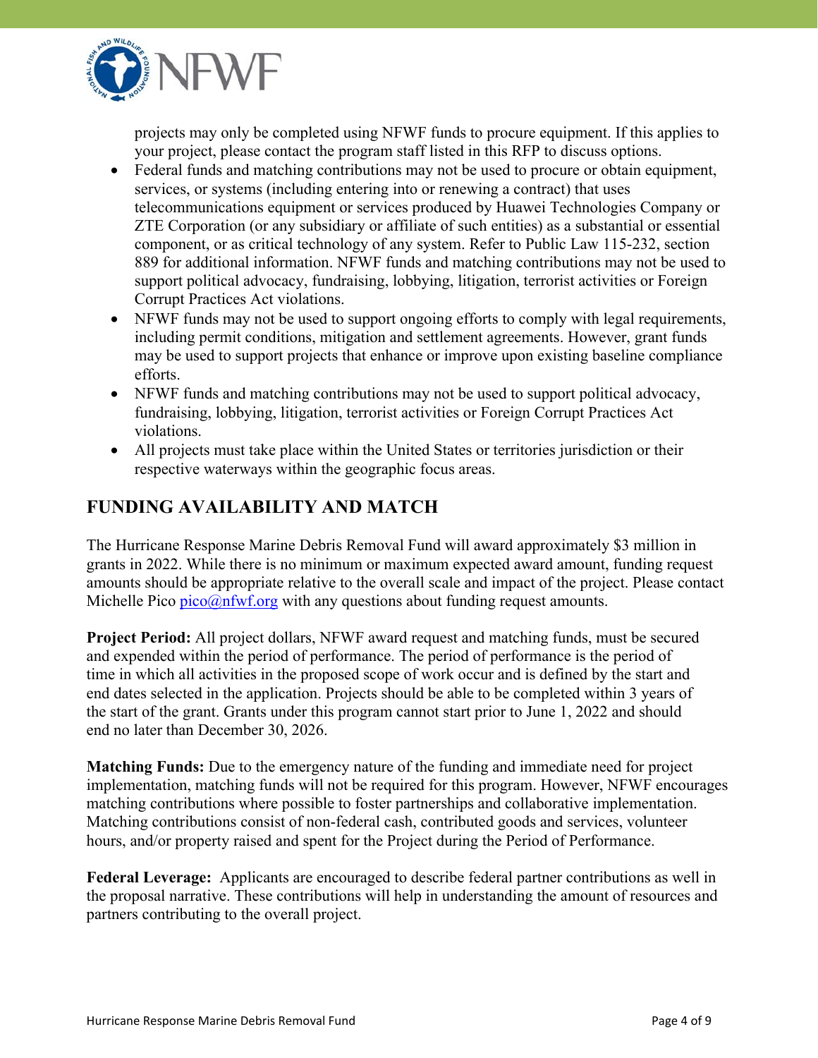projects may only be completed using NFWF funds to procure equipment. If this applies to your project, please contact the program staff listed in this RFP to discuss options.

- Federal funds and matching contributions may not be used to procure or obtain equipment, services, or systems (including entering into or renewing a contract) that uses telecommunications equipment or services produced by Huawei Technologies Company or ZTE Corporation (or any subsidiary or affiliate of such entities) as a substantial or essential component, or as critical technology of any system. Refer to Public Law 115-232, section 889 for additional information. NFWF funds and matching contributions may not be used to support political advocacy, fundraising, lobbying, litigation, terrorist activities or Foreign Corrupt Practices Act violations.
- NFWF funds may not be used to support ongoing efforts to comply with legal requirements, including permit conditions, mitigation and settlement agreements. However, grant funds may be used to support projects that enhance or improve upon existing baseline compliance efforts.
- NFWF funds and matching contributions may not be used to support political advocacy, fundraising, lobbying, litigation, terrorist activities or Foreign Corrupt Practices Act violations.
- All projects must take place within the United States or territories jurisdiction or their respective waterways within the geographic focus areas.

## FUNDING AVAILABILITY AND MATCH

The Hurricane Response Marine Debris Removal Fund will award approximately $3 million in grants in 2022. While there is no minimum or maximum expected award amount, funding request amounts should be appropriate relative to the overall scale and impact of the project. Please contact Michelle Pico pico@nfwf.org with any questions about funding request amounts.

**Project Period:** All project dollars, NFWF award request and matching funds, must be secured and expended within the period of performance. The period of performance is the period of time in which all activities in the proposed scope of work occur and is defined by the start and end dates selected in the application. Projects should be able to be completed within 3 years of the start of the grant. Grants under this program cannot start prior to June 1, 2022 and should end no later than December 30, 2026.

**Matching Funds:** Due to the emergency nature of the funding and immediate need for project implementation, matching funds will not be required for this program. However, NFWF encourages matching contributions where possible to foster partnerships and collaborative implementation. Matching contributions consist of non-federal cash, contributed goods and services, volunteer hours, and/or property raised and spent for the Project during the Period of Performance.

**Federal Leverage:** Applicants are encouraged to describe federal partner contributions as well in the proposal narrative. These contributions will help in understanding the amount of resources and partners contributing to the overall project.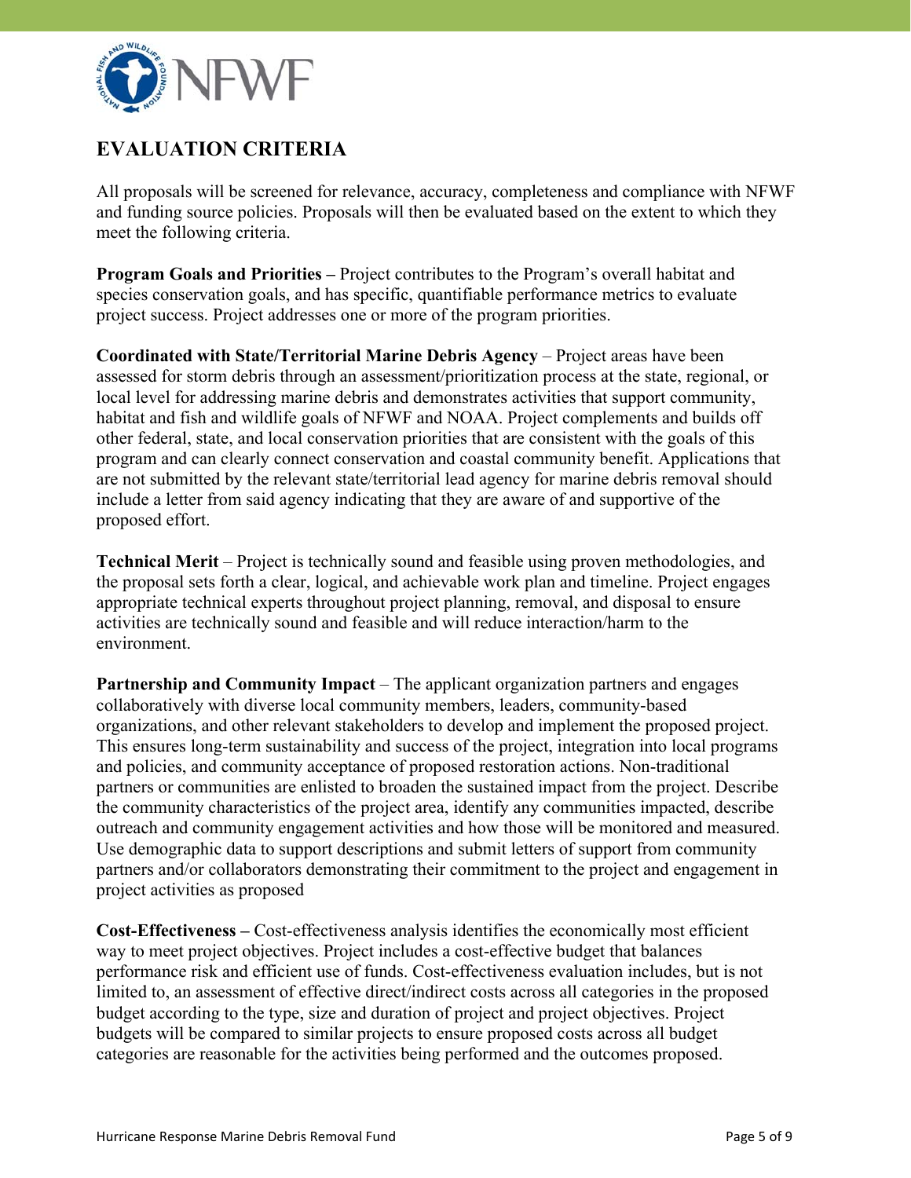## EVALUATION CRITERIA

All proposals will be screened for relevance, accuracy, completeness and compliance with NFWF and funding source policies. Proposals will then be evaluated based on the extent to which they meet the following criteria.

**Program Goals and Priorities –** Project contributes to the Program's overall habitat and species conservation goals, and has specific, quantifiable performance metrics to evaluate project success. Project addresses one or more of the program priorities.

**Coordinated with State/Territorial Marine Debris Agency** – Project areas have been assessed for storm debris through an assessment/prioritization process at the state, regional, or local level for addressing marine debris and demonstrates activities that support community, habitat and fish and wildlife goals of NFWF and NOAA. Project complements and builds off other federal, state, and local conservation priorities that are consistent with the goals of this program and can clearly connect conservation and coastal community benefit. Applications that are not submitted by the relevant state/territorial lead agency for marine debris removal should include a letter from said agency indicating that they are aware of and supportive of the proposed effort.

**Technical Merit** – Project is technically sound and feasible using proven methodologies, and the proposal sets forth a clear, logical, and achievable work plan and timeline. Project engages appropriate technical experts throughout project planning, removal, and disposal to ensure activities are technically sound and feasible and will reduce interaction/harm to the environment.

**Partnership and Community Impact** – The applicant organization partners and engages collaboratively with diverse local community members, leaders, community-based organizations, and other relevant stakeholders to develop and implement the proposed project. This ensures long-term sustainability and success of the project, integration into local programs and policies, and community acceptance of proposed restoration actions. Non-traditional partners or communities are enlisted to broaden the sustained impact from the project. Describe the community characteristics of the project area, identify any communities impacted, describe outreach and community engagement activities and how those will be monitored and measured. Use demographic data to support descriptions and submit letters of support from community partners and/or collaborators demonstrating their commitment to the project and engagement in project activities as proposed

**Cost-Effectiveness –** Cost-effectiveness analysis identifies the economically most efficient way to meet project objectives. Project includes a cost-effective budget that balances performance risk and efficient use of funds. Cost-effectiveness evaluation includes, but is not limited to, an assessment of effective direct/indirect costs across all categories in the proposed budget according to the type, size and duration of project and project objectives. Project budgets will be compared to similar projects to ensure proposed costs across all budget categories are reasonable for the activities being performed and the outcomes proposed.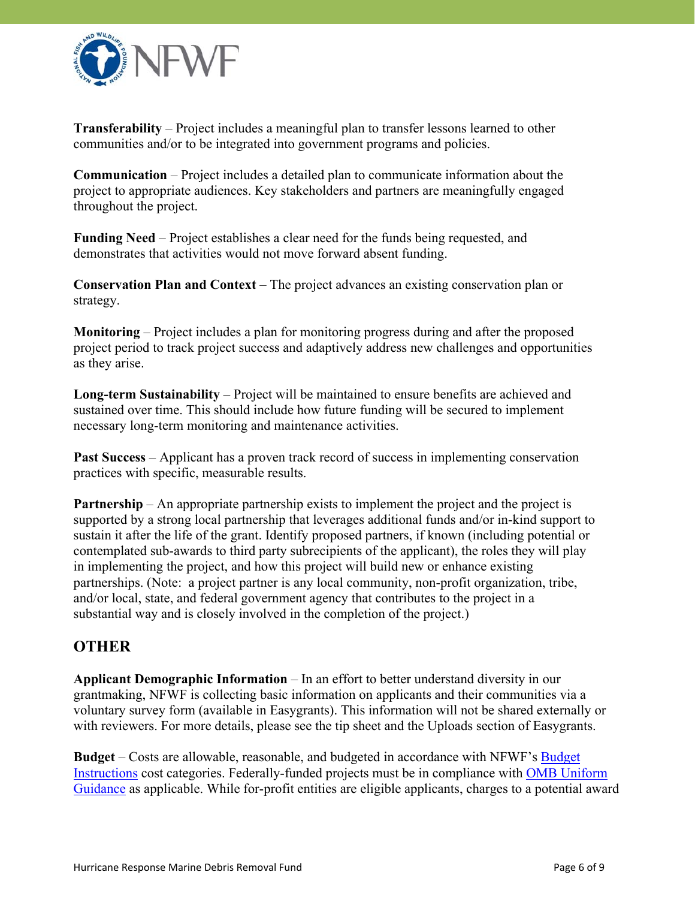**Transferability** – Project includes a meaningful plan to transfer lessons learned to other communities and/or to be integrated into government programs and policies.

**Communication** – Project includes a detailed plan to communicate information about the project to appropriate audiences. Key stakeholders and partners are meaningfully engaged throughout the project.

**Funding Need** – Project establishes a clear need for the funds being requested, and demonstrates that activities would not move forward absent funding.

**Conservation Plan and Context** – The project advances an existing conservation plan or strategy.

**Monitoring** – Project includes a plan for monitoring progress during and after the proposed project period to track project success and adaptively address new challenges and opportunities as they arise.

**Long-term Sustainability** – Project will be maintained to ensure benefits are achieved and sustained over time. This should include how future funding will be secured to implement necessary long-term monitoring and maintenance activities.

**Past Success** – Applicant has a proven track record of success in implementing conservation practices with specific, measurable results.

**Partnership** – An appropriate partnership exists to implement the project and the project is supported by a strong local partnership that leverages additional funds and/or in-kind support to sustain it after the life of the grant. Identify proposed partners, if known (including potential or contemplated sub-awards to third party subrecipients of the applicant), the roles they will play in implementing the project, and how this project will build new or enhance existing partnerships. (Note: a project partner is any local community, non-profit organization, tribe, and/or local, state, and federal government agency that contributes to the project in a substantial way and is closely involved in the completion of the project.)

## OTHER

**Applicant Demographic Information** – In an effort to better understand diversity in our grantmaking, NFWF is collecting basic information on applicants and their communities via a voluntary survey form (available in Easygrants). This information will not be shared externally or with reviewers. For more details, please see the tip sheet and the Uploads section of Easygrants.

**Budget** – Costs are allowable, reasonable, and budgeted in accordance with NFWF's Budget Instructions cost categories. Federally-funded projects must be in compliance with OMB Uniform Guidance as applicable. While for-profit entities are eligible applicants, charges to a potential award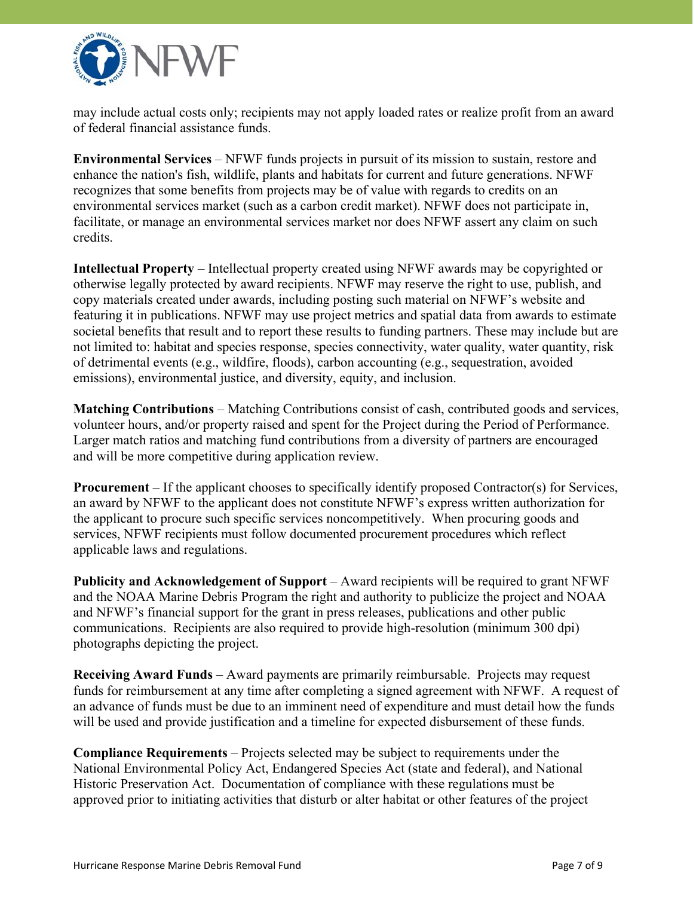may include actual costs only; recipients may not apply loaded rates or realize profit from an award of federal financial assistance funds.

**Environmental Services** – NFWF funds projects in pursuit of its mission to sustain, restore and enhance the nation's fish, wildlife, plants and habitats for current and future generations. NFWF recognizes that some benefits from projects may be of value with regards to credits on an environmental services market (such as a carbon credit market). NFWF does not participate in, facilitate, or manage an environmental services market nor does NFWF assert any claim on such credits.

**Intellectual Property** – Intellectual property created using NFWF awards may be copyrighted or otherwise legally protected by award recipients. NFWF may reserve the right to use, publish, and copy materials created under awards, including posting such material on NFWF's website and featuring it in publications. NFWF may use project metrics and spatial data from awards to estimate societal benefits that result and to report these results to funding partners. These may include but are not limited to: habitat and species response, species connectivity, water quality, water quantity, risk of detrimental events (e.g., wildfire, floods), carbon accounting (e.g., sequestration, avoided emissions), environmental justice, and diversity, equity, and inclusion.

**Matching Contributions** – Matching Contributions consist of cash, contributed goods and services, volunteer hours, and/or property raised and spent for the Project during the Period of Performance. Larger match ratios and matching fund contributions from a diversity of partners are encouraged and will be more competitive during application review.

**Procurement** – If the applicant chooses to specifically identify proposed Contractor(s) for Services, an award by NFWF to the applicant does not constitute NFWF's express written authorization for the applicant to procure such specific services noncompetitively. When procuring goods and services, NFWF recipients must follow documented procurement procedures which reflect applicable laws and regulations.

**Publicity and Acknowledgement of Support** – Award recipients will be required to grant NFWF and the NOAA Marine Debris Program the right and authority to publicize the project and NOAA and NFWF's financial support for the grant in press releases, publications and other public communications. Recipients are also required to provide high-resolution (minimum 300 dpi) photographs depicting the project.

**Receiving Award Funds** – Award payments are primarily reimbursable. Projects may request funds for reimbursement at any time after completing a signed agreement with NFWF. A request of an advance of funds must be due to an imminent need of expenditure and must detail how the funds will be used and provide justification and a timeline for expected disbursement of these funds.

**Compliance Requirements** – Projects selected may be subject to requirements under the National Environmental Policy Act, Endangered Species Act (state and federal), and National Historic Preservation Act. Documentation of compliance with these regulations must be approved prior to initiating activities that disturb or alter habitat or other features of the project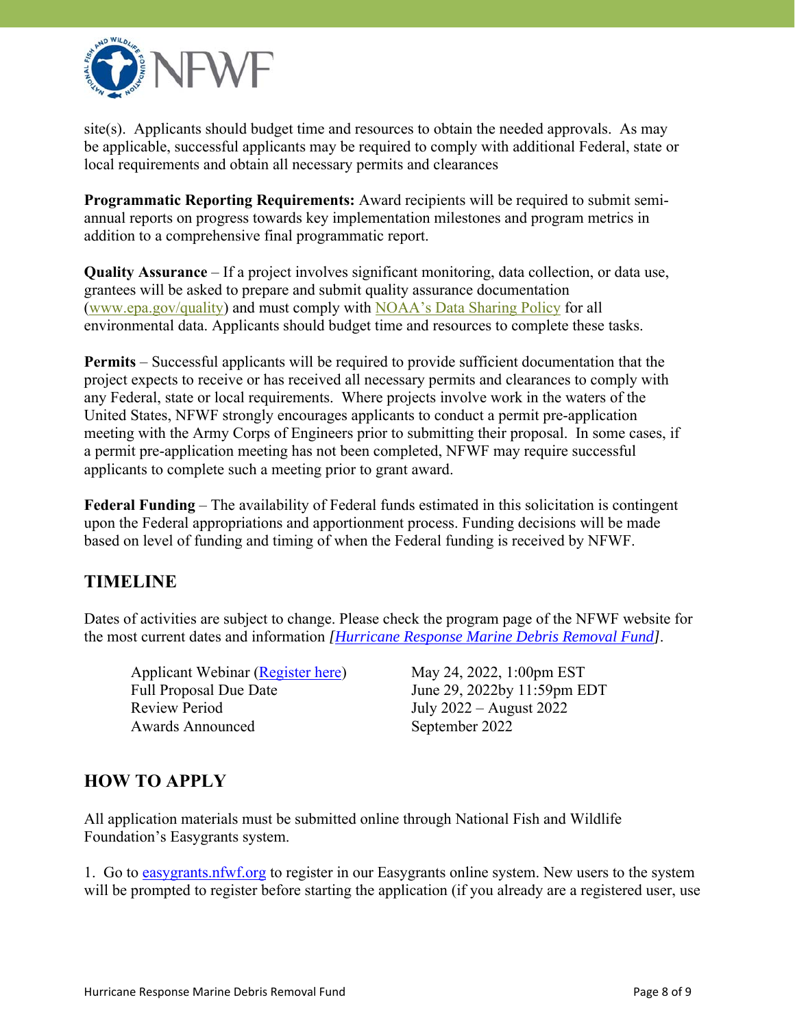site(s). Applicants should budget time and resources to obtain the needed approvals. As may be applicable, successful applicants may be required to comply with additional Federal, state or local requirements and obtain all necessary permits and clearances

**Programmatic Reporting Requirements:** Award recipients will be required to submit semi-annual reports on progress towards key implementation milestones and program metrics in addition to a comprehensive final programmatic report.

**Quality Assurance** – If a project involves significant monitoring, data collection, or data use, grantees will be asked to prepare and submit quality assurance documentation (www.epa.gov/quality) and must comply with NOAA's Data Sharing Policy for all environmental data. Applicants should budget time and resources to complete these tasks.

**Permits** – Successful applicants will be required to provide sufficient documentation that the project expects to receive or has received all necessary permits and clearances to comply with any Federal, state or local requirements. Where projects involve work in the waters of the United States, NFWF strongly encourages applicants to conduct a permit pre-application meeting with the Army Corps of Engineers prior to submitting their proposal. In some cases, if a permit pre-application meeting has not been completed, NFWF may require successful applicants to complete such a meeting prior to grant award.

**Federal Funding** – The availability of Federal funds estimated in this solicitation is contingent upon the Federal appropriations and apportionment process. Funding decisions will be made based on level of funding and timing of when the Federal funding is received by NFWF.

## TIMELINE

Dates of activities are subject to change. Please check the program page of the NFWF website for the most current dates and information *[Hurricane Response Marine Debris Removal Fund]*.

| | |
|---|---|
| Applicant Webinar (Register here) | May 24, 2022, 1:00pm EST |
| Full Proposal Due Date | June 29, 2022by 11:59pm EDT |
| Review Period | July 2022 – August 2022 |
| Awards Announced | September 2022 |

## HOW TO APPLY

All application materials must be submitted online through National Fish and Wildlife Foundation's Easygrants system.

1. Go to easygrants.nfwf.org to register in our Easygrants online system. New users to the system will be prompted to register before starting the application (if you already are a registered user, use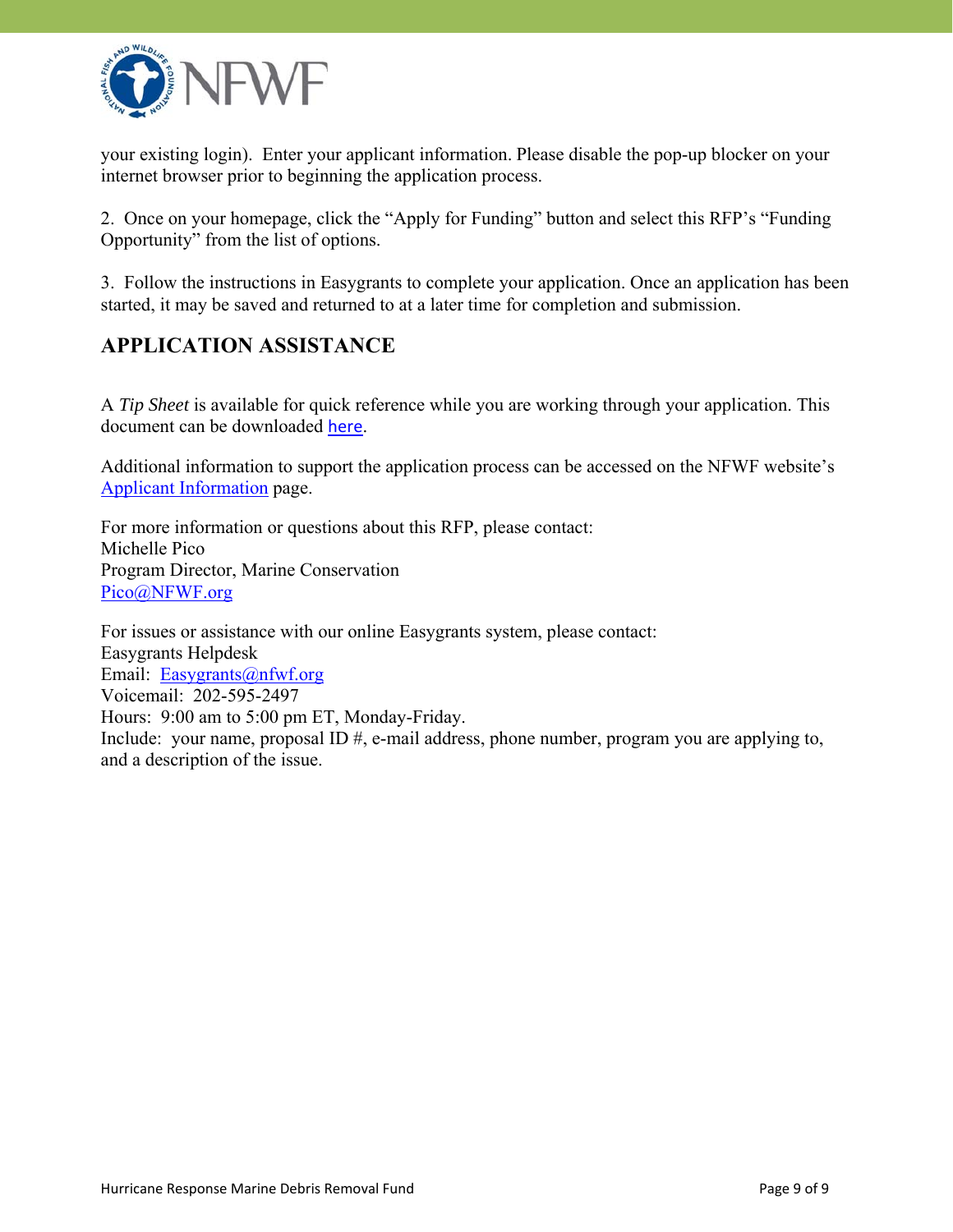your existing login). Enter your applicant information. Please disable the pop-up blocker on your internet browser prior to beginning the application process.

2. Once on your homepage, click the "Apply for Funding" button and select this RFP's "Funding Opportunity" from the list of options.

3. Follow the instructions in Easygrants to complete your application. Once an application has been started, it may be saved and returned to at a later time for completion and submission.

## APPLICATION ASSISTANCE

A *Tip Sheet* is available for quick reference while you are working through your application. This document can be downloaded here.

Additional information to support the application process can be accessed on the NFWF website's Applicant Information page.

For more information or questions about this RFP, please contact:
Michelle Pico
Program Director, Marine Conservation
Pico@NFWF.org

For issues or assistance with our online Easygrants system, please contact:
Easygrants Helpdesk
Email: Easygrants@nfwf.org
Voicemail: 202-595-2497
Hours: 9:00 am to 5:00 pm ET, Monday-Friday.
Include: your name, proposal ID #, e-mail address, phone number, program you are applying to, and a description of the issue.